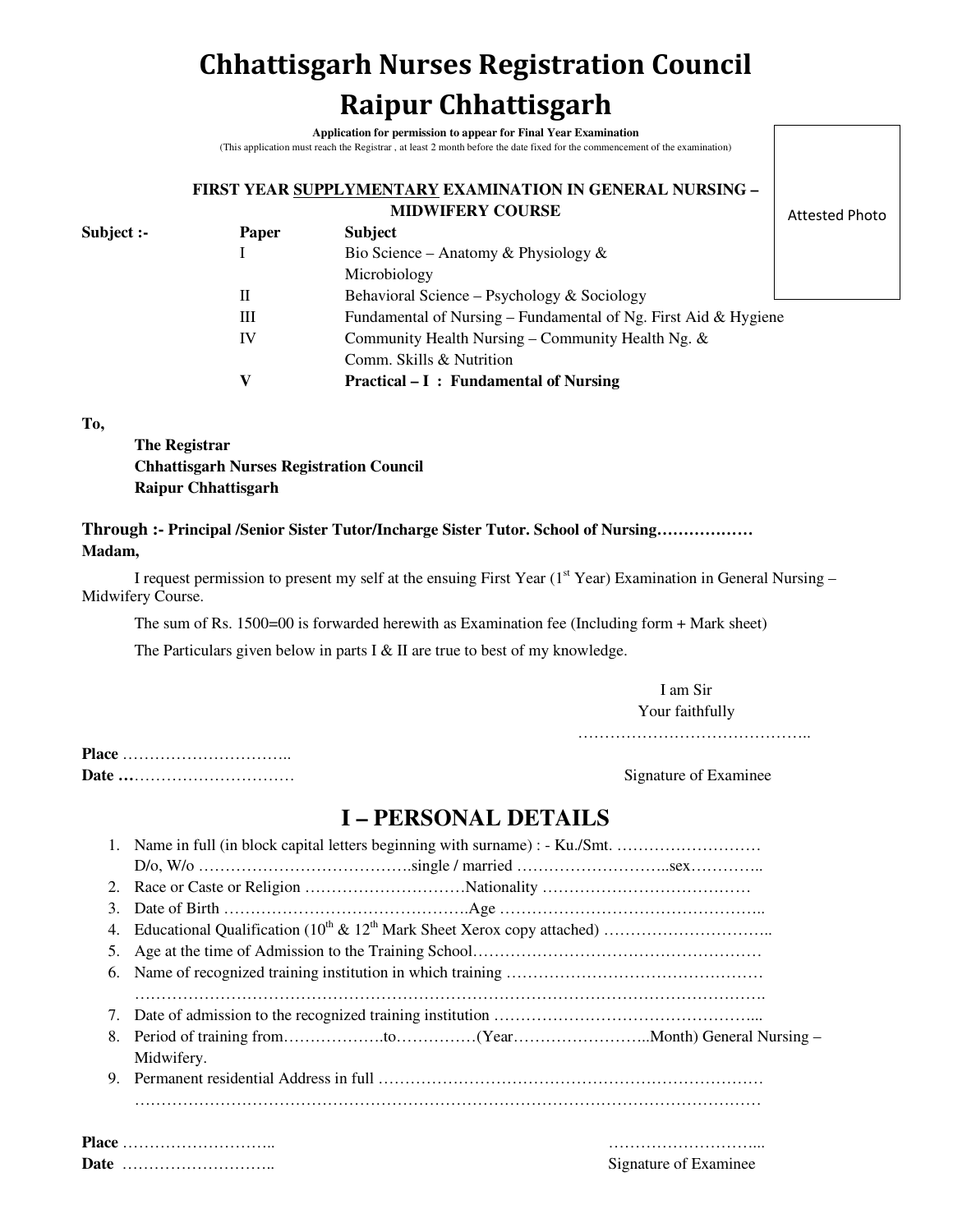# Chhattisgarh Nurses Registration Council
# Raipur Chhattisgarh

**Application for permission to appear for Final Year Examination**

(This application must reach the Registrar , at least 2 month before the date fixed for the commencement of the examination)

Attested Photo

**FIRST YEAR SUPPLYMENTARY EXAMINATION IN GENERAL NURSING – MIDWIFERY COURSE**

| **Subject :-** | **Paper** | **Subject** |
|---|---|---|
| | I | Bio Science – Anatomy & Physiology & Microbiology |
| | II | Behavioral Science – Psychology & Sociology |
| | III | Fundamental of Nursing – Fundamental of Ng. First Aid & Hygiene |
| | IV | Community Health Nursing – Community Health Ng. & Comm. Skills & Nutrition |
| | **V** | **Practical – I : Fundamental of Nursing** |

**To,**

**The Registrar**
**Chhattisgarh Nurses Registration Council**
**Raipur Chhattisgarh**

**Through :- Principal /Senior Sister Tutor/Incharge Sister Tutor. School of Nursing………………**
**Madam,**

I request permission to present my self at the ensuing First Year (1st Year) Examination in General Nursing – Midwifery Course.

The sum of Rs. 1500=00 is forwarded herewith as Examination fee (Including form + Mark sheet)

The Particulars given below in parts I & II are true to best of my knowledge.

I am Sir
Your faithfully
……………………………………..

**Place** …………………………..
**Date …**………………………… Signature of Examinee

## I – PERSONAL DETAILS

1. Name in full (in block capital letters beginning with surname) : - Ku./Smt. ………………………
   D/o, W/o ………………………………….single / married ……………………….sex…………..
2. Race or Caste or Religion …………………………Nationality …………………………………
3. Date of Birth ……………………………………….Age …………………………………………..
4. Educational Qualification (10th & 12th Mark Sheet Xerox copy attached) …………………………..
5. Age at the time of Admission to the Training School………………………………………………
6. Name of recognized training institution in which training …………………………………………
   ………………………………………………………………………………………………………….
7. Date of admission to the recognized training institution …………………………………………...
8. Period of training from……………….to……………(Year……………………..Month) General Nursing – Midwifery.
9. Permanent residential Address in full ……………………………………………………………
   ………………………………………………………………………………………………………

**Place** ………………………..
**Date** ……………………….. 

………………………...
Signature of Examinee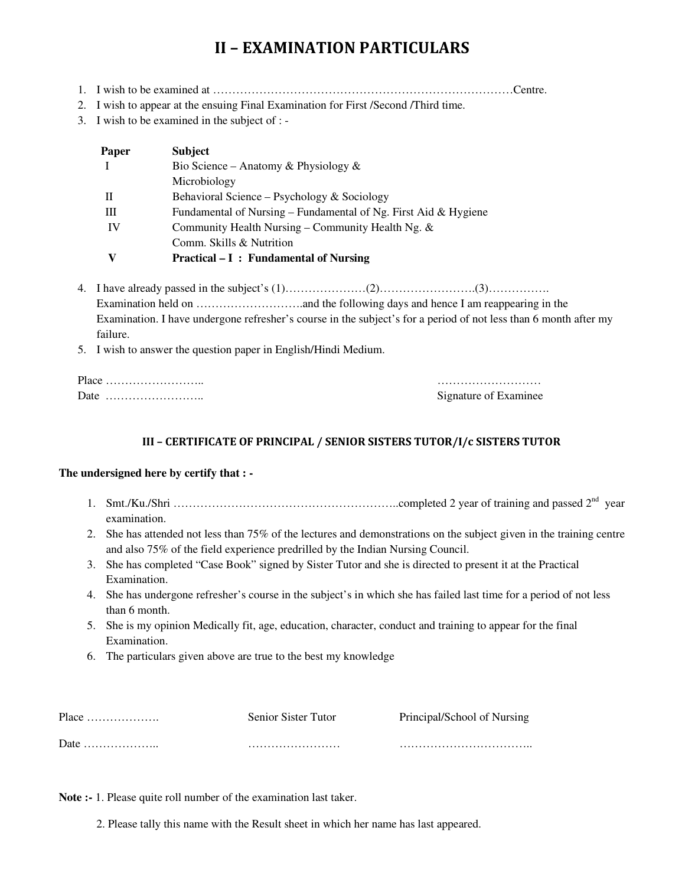# II – EXAMINATION PARTICULARS

1. I wish to be examined at …………………………………………………………………………Centre.
2. I wish to appear at the ensuing Final Examination for First /Second /Third time.
3. I wish to be examined in the subject of : -

| Paper | Subject |
|---|---|
| I | Bio Science – Anatomy & Physiology & Microbiology |
| II | Behavioral Science – Psychology & Sociology |
| III | Fundamental of Nursing – Fundamental of Ng. First Aid & Hygiene |
| IV | Community Health Nursing – Community Health Ng. & Comm. Skills & Nutrition |
| **V** | **Practical – I : Fundamental of Nursing** |

4. I have already passed in the subject's (1)…………………(2)…………………….(3)……………. Examination held on ……………………….and the following days and hence I am reappearing in the Examination. I have undergone refresher's course in the subject's for a period of not less than 6 month after my failure.
5. I wish to answer the question paper in English/Hindi Medium.

Place ……………………..  
Date ……………………..

………………………  
Signature of Examinee

### III – CERTIFICATE OF PRINCIPAL / SENIOR SISTERS TUTOR/I/c SISTERS TUTOR

**The undersigned here by certify that : -**

1. Smt./Ku./Shri …………………………………………………..completed 2 year of training and passed 2nd year examination.
2. She has attended not less than 75% of the lectures and demonstrations on the subject given in the training centre and also 75% of the field experience predrilled by the Indian Nursing Council.
3. She has completed "Case Book" signed by Sister Tutor and she is directed to present it at the Practical Examination.
4. She has undergone refresher's course in the subject's in which she has failed last time for a period of not less than 6 month.
5. She is my opinion Medically fit, age, education, character, conduct and training to appear for the final Examination.
6. The particulars given above are true to the best my knowledge

| | | |
|---|---|---|
| Place ………………. | Senior Sister Tutor | Principal/School of Nursing |
| Date ……………….. | …………………… | …………………………….. |

**Note :-** 1. Please quite roll number of the examination last taker.

2. Please tally this name with the Result sheet in which her name has last appeared.